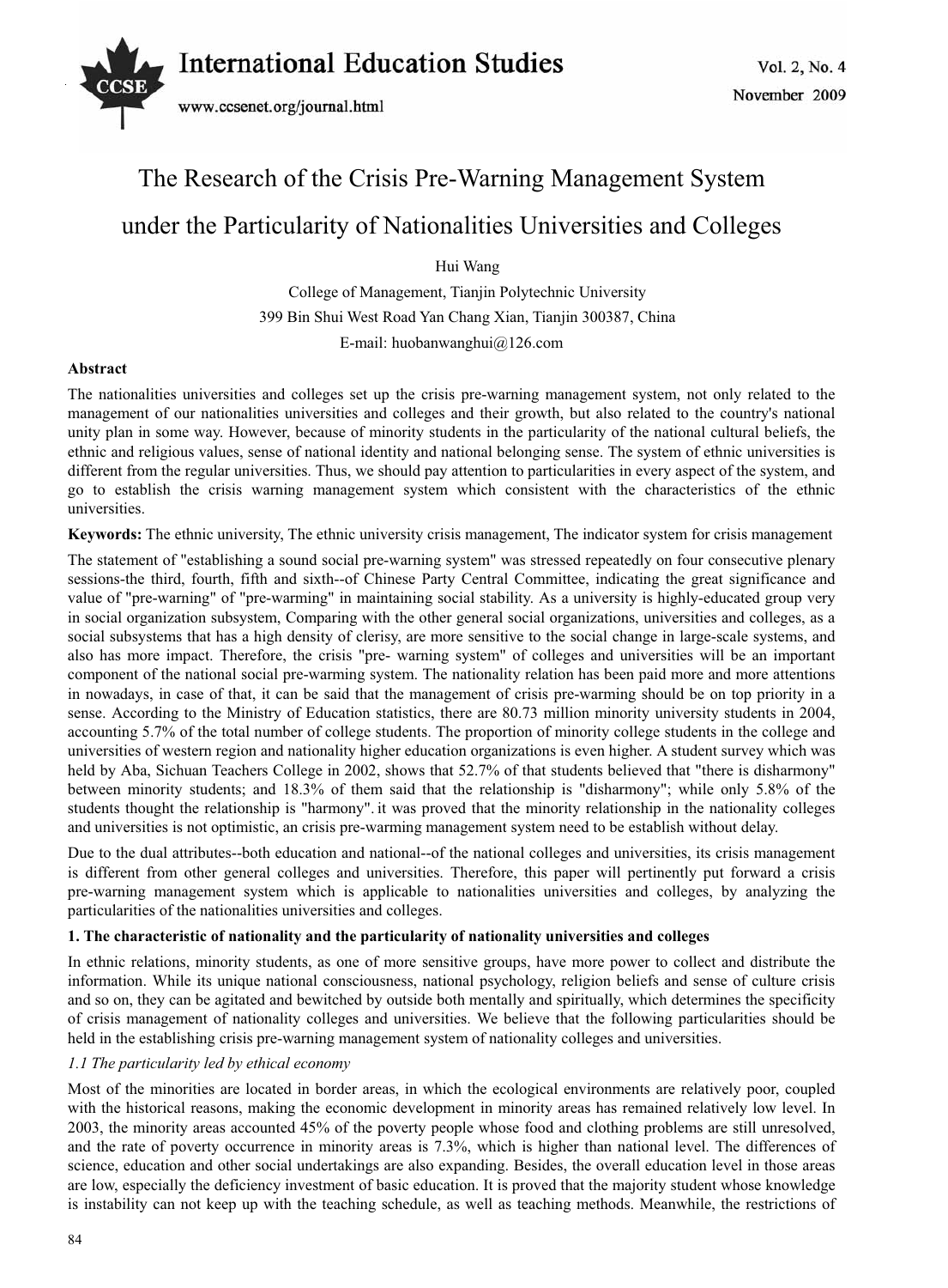# The Research of the Crisis Pre-Warning Management System under the Particularity of Nationalities Universities and Colleges

Hui Wang

College of Management, Tianjin Polytechnic University

399 Bin Shui West Road Yan Chang Xian, Tianjin 300387, China

E-mail: huobanwanghui@126.com

**Abstract**

The nationalities universities and colleges set up the crisis pre-warning management system, not only related to the management of our nationalities universities and colleges and their growth, but also related to the country's national unity plan in some way. However, because of minority students in the particularity of the national cultural beliefs, the ethnic and religious values, sense of national identity and national belonging sense. The system of ethnic universities is different from the regular universities. Thus, we should pay attention to particularities in every aspect of the system, and go to establish the crisis warning management system which consistent with the characteristics of the ethnic universities.

**Keywords:** The ethnic university, The ethnic university crisis management, The indicator system for crisis management

The statement of "establishing a sound social pre-warning system" was stressed repeatedly on four consecutive plenary sessions-the third, fourth, fifth and sixth--of Chinese Party Central Committee, indicating the great significance and value of "pre-warning" of "pre-warming" in maintaining social stability. As a university is highly-educated group very in social organization subsystem, Comparing with the other general social organizations, universities and colleges, as a social subsystems that has a high density of clerisy, are more sensitive to the social change in large-scale systems, and also has more impact. Therefore, the crisis "pre- warning system" of colleges and universities will be an important component of the national social pre-warming system. The nationality relation has been paid more and more attentions in nowadays, in case of that, it can be said that the management of crisis pre-warming should be on top priority in a sense. According to the Ministry of Education statistics, there are 80.73 million minority university students in 2004, accounting 5.7% of the total number of college students. The proportion of minority college students in the college and universities of western region and nationality higher education organizations is even higher. A student survey which was held by Aba, Sichuan Teachers College in 2002, shows that 52.7% of that students believed that "there is disharmony" between minority students; and 18.3% of them said that the relationship is "disharmony"; while only 5.8% of the students thought the relationship is "harmony". it was proved that the minority relationship in the nationality colleges and universities is not optimistic, an crisis pre-warming management system need to be establish without delay.

Due to the dual attributes--both education and national--of the national colleges and universities, its crisis management is different from other general colleges and universities. Therefore, this paper will pertinently put forward a crisis pre-warning management system which is applicable to nationalities universities and colleges, by analyzing the particularities of the nationalities universities and colleges.

## 1. The characteristic of nationality and the particularity of nationality universities and colleges

In ethnic relations, minority students, as one of more sensitive groups, have more power to collect and distribute the information. While its unique national consciousness, national psychology, religion beliefs and sense of culture crisis and so on, they can be agitated and bewitched by outside both mentally and spiritually, which determines the specificity of crisis management of nationality colleges and universities. We believe that the following particularities should be held in the establishing crisis pre-warning management system of nationality colleges and universities.

### *1.1 The particularity led by ethical economy*

Most of the minorities are located in border areas, in which the ecological environments are relatively poor, coupled with the historical reasons, making the economic development in minority areas has remained relatively low level. In 2003, the minority areas accounted 45% of the poverty people whose food and clothing problems are still unresolved, and the rate of poverty occurrence in minority areas is 7.3%, which is higher than national level. The differences of science, education and other social undertakings are also expanding. Besides, the overall education level in those areas are low, especially the deficiency investment of basic education. It is proved that the majority student whose knowledge is instability can not keep up with the teaching schedule, as well as teaching methods. Meanwhile, the restrictions of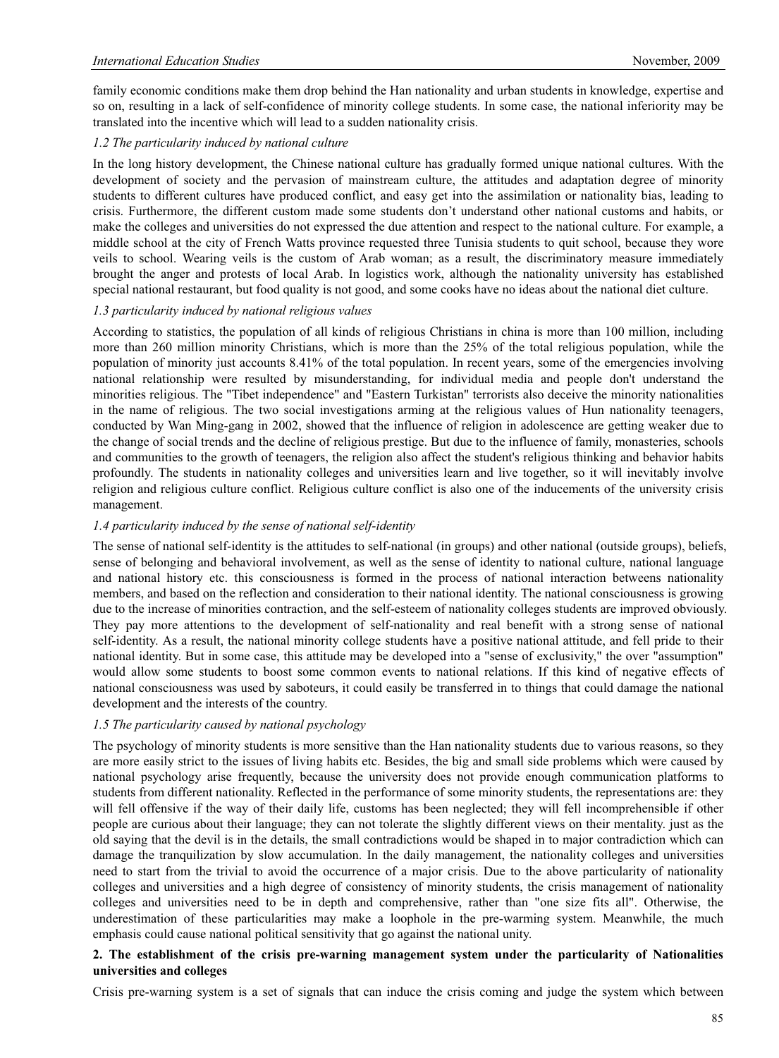family economic conditions make them drop behind the Han nationality and urban students in knowledge, expertise and so on, resulting in a lack of self-confidence of minority college students. In some case, the national inferiority may be translated into the incentive which will lead to a sudden nationality crisis.

*1.2 The particularity induced by national culture*

In the long history development, the Chinese national culture has gradually formed unique national cultures. With the development of society and the pervasion of mainstream culture, the attitudes and adaptation degree of minority students to different cultures have produced conflict, and easy get into the assimilation or nationality bias, leading to crisis. Furthermore, the different custom made some students don't understand other national customs and habits, or make the colleges and universities do not expressed the due attention and respect to the national culture. For example, a middle school at the city of French Watts province requested three Tunisia students to quit school, because they wore veils to school. Wearing veils is the custom of Arab woman; as a result, the discriminatory measure immediately brought the anger and protests of local Arab. In logistics work, although the nationality university has established special national restaurant, but food quality is not good, and some cooks have no ideas about the national diet culture.

*1.3 particularity induced by national religious values*

According to statistics, the population of all kinds of religious Christians in china is more than 100 million, including more than 260 million minority Christians, which is more than the 25% of the total religious population, while the population of minority just accounts 8.41% of the total population. In recent years, some of the emergencies involving national relationship were resulted by misunderstanding, for individual media and people don't understand the minorities religious. The "Tibet independence" and "Eastern Turkistan" terrorists also deceive the minority nationalities in the name of religious. The two social investigations arming at the religious values of Hun nationality teenagers, conducted by Wan Ming-gang in 2002, showed that the influence of religion in adolescence are getting weaker due to the change of social trends and the decline of religious prestige. But due to the influence of family, monasteries, schools and communities to the growth of teenagers, the religion also affect the student's religious thinking and behavior habits profoundly. The students in nationality colleges and universities learn and live together, so it will inevitably involve religion and religious culture conflict. Religious culture conflict is also one of the inducements of the university crisis management.

*1.4 particularity induced by the sense of national self-identity*

The sense of national self-identity is the attitudes to self-national (in groups) and other national (outside groups), beliefs, sense of belonging and behavioral involvement, as well as the sense of identity to national culture, national language and national history etc. this consciousness is formed in the process of national interaction betweens nationality members, and based on the reflection and consideration to their national identity. The national consciousness is growing due to the increase of minorities contraction, and the self-esteem of nationality colleges students are improved obviously. They pay more attentions to the development of self-nationality and real benefit with a strong sense of national self-identity. As a result, the national minority college students have a positive national attitude, and fell pride to their national identity. But in some case, this attitude may be developed into a "sense of exclusivity," the over "assumption" would allow some students to boost some common events to national relations. If this kind of negative effects of national consciousness was used by saboteurs, it could easily be transferred in to things that could damage the national development and the interests of the country.

*1.5 The particularity caused by national psychology*

The psychology of minority students is more sensitive than the Han nationality students due to various reasons, so they are more easily strict to the issues of living habits etc. Besides, the big and small side problems which were caused by national psychology arise frequently, because the university does not provide enough communication platforms to students from different nationality. Reflected in the performance of some minority students, the representations are: they will fell offensive if the way of their daily life, customs has been neglected; they will fell incomprehensible if other people are curious about their language; they can not tolerate the slightly different views on their mentality. just as the old saying that the devil is in the details, the small contradictions would be shaped in to major contradiction which can damage the tranquilization by slow accumulation. In the daily management, the nationality colleges and universities need to start from the trivial to avoid the occurrence of a major crisis. Due to the above particularity of nationality colleges and universities and a high degree of consistency of minority students, the crisis management of nationality colleges and universities need to be in depth and comprehensive, rather than "one size fits all". Otherwise, the underestimation of these particularities may make a loophole in the pre-warming system. Meanwhile, the much emphasis could cause national political sensitivity that go against the national unity.

**2. The establishment of the crisis pre-warning management system under the particularity of Nationalities universities and colleges**

Crisis pre-warning system is a set of signals that can induce the crisis coming and judge the system which between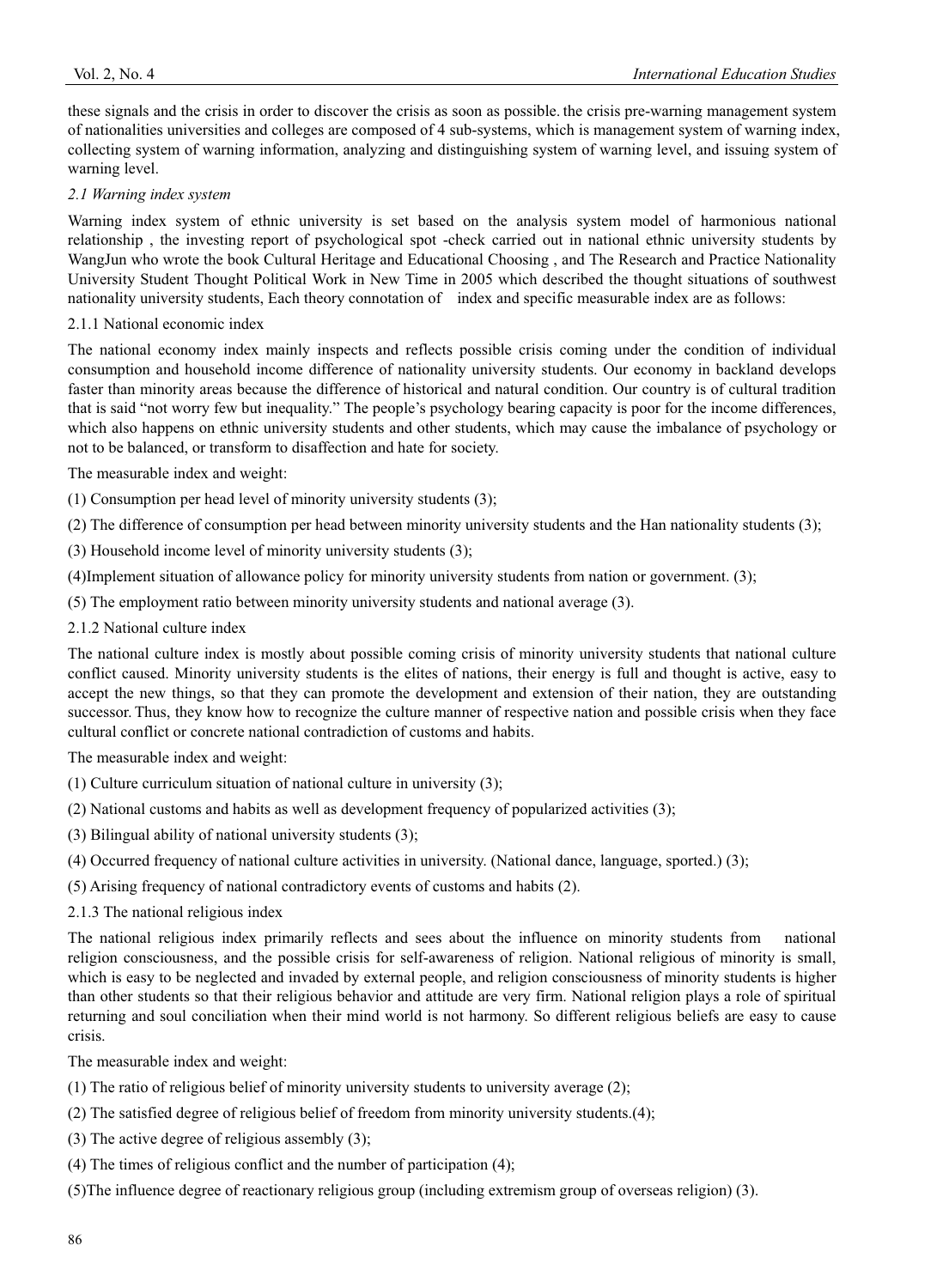these signals and the crisis in order to discover the crisis as soon as possible. the crisis pre-warning management system of nationalities universities and colleges are composed of 4 sub-systems, which is management system of warning index, collecting system of warning information, analyzing and distinguishing system of warning level, and issuing system of warning level.

### *2.1 Warning index system*

Warning index system of ethnic university is set based on the analysis system model of harmonious national relationship , the investing report of psychological spot -check carried out in national ethnic university students by WangJun who wrote the book Cultural Heritage and Educational Choosing , and The Research and Practice Nationality University Student Thought Political Work in New Time in 2005 which described the thought situations of southwest nationality university students, Each theory connotation of index and specific measurable index are as follows:

#### 2.1.1 National economic index

The national economy index mainly inspects and reflects possible crisis coming under the condition of individual consumption and household income difference of nationality university students. Our economy in backland develops faster than minority areas because the difference of historical and natural condition. Our country is of cultural tradition that is said "not worry few but inequality." The people's psychology bearing capacity is poor for the income differences, which also happens on ethnic university students and other students, which may cause the imbalance of psychology or not to be balanced, or transform to disaffection and hate for society.

The measurable index and weight:

(1) Consumption per head level of minority university students (3);

(2) The difference of consumption per head between minority university students and the Han nationality students (3);

(3) Household income level of minority university students (3);

(4)Implement situation of allowance policy for minority university students from nation or government. (3);

(5) The employment ratio between minority university students and national average (3).

#### 2.1.2 National culture index

The national culture index is mostly about possible coming crisis of minority university students that national culture conflict caused. Minority university students is the elites of nations, their energy is full and thought is active, easy to accept the new things, so that they can promote the development and extension of their nation, they are outstanding successor. Thus, they know how to recognize the culture manner of respective nation and possible crisis when they face cultural conflict or concrete national contradiction of customs and habits.

The measurable index and weight:

(1) Culture curriculum situation of national culture in university (3);

(2) National customs and habits as well as development frequency of popularized activities (3);

(3) Bilingual ability of national university students (3);

(4) Occurred frequency of national culture activities in university. (National dance, language, sported.) (3);

(5) Arising frequency of national contradictory events of customs and habits (2).

#### 2.1.3 The national religious index

The national religious index primarily reflects and sees about the influence on minority students from national religion consciousness, and the possible crisis for self-awareness of religion. National religious of minority is small, which is easy to be neglected and invaded by external people, and religion consciousness of minority students is higher than other students so that their religious behavior and attitude are very firm. National religion plays a role of spiritual returning and soul conciliation when their mind world is not harmony. So different religious beliefs are easy to cause crisis.

The measurable index and weight:

(1) The ratio of religious belief of minority university students to university average (2);

(2) The satisfied degree of religious belief of freedom from minority university students.(4);

(3) The active degree of religious assembly (3);

(4) The times of religious conflict and the number of participation (4);

(5)The influence degree of reactionary religious group (including extremism group of overseas religion) (3).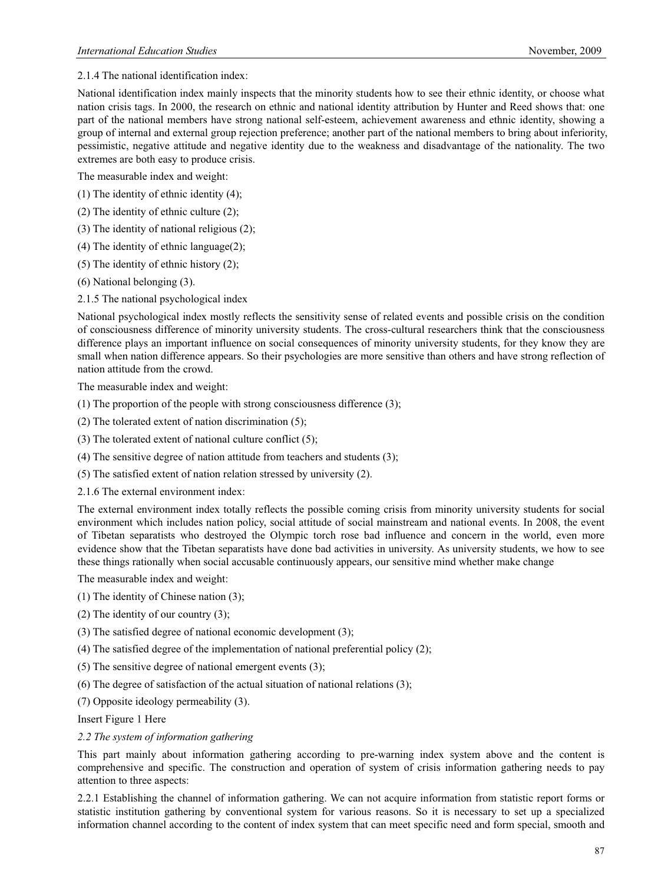2.1.4 The national identification index:

National identification index mainly inspects that the minority students how to see their ethnic identity, or choose what nation crisis tags. In 2000, the research on ethnic and national identity attribution by Hunter and Reed shows that: one part of the national members have strong national self-esteem, achievement awareness and ethnic identity, showing a group of internal and external group rejection preference; another part of the national members to bring about inferiority, pessimistic, negative attitude and negative identity due to the weakness and disadvantage of the nationality. The two extremes are both easy to produce crisis.

The measurable index and weight:

(1) The identity of ethnic identity (4);

(2) The identity of ethnic culture (2);

(3) The identity of national religious (2);

(4) The identity of ethnic language(2);

(5) The identity of ethnic history (2);

(6) National belonging (3).

2.1.5 The national psychological index

National psychological index mostly reflects the sensitivity sense of related events and possible crisis on the condition of consciousness difference of minority university students. The cross-cultural researchers think that the consciousness difference plays an important influence on social consequences of minority university students, for they know they are small when nation difference appears. So their psychologies are more sensitive than others and have strong reflection of nation attitude from the crowd.

The measurable index and weight:

(1) The proportion of the people with strong consciousness difference (3);

(2) The tolerated extent of nation discrimination (5);

(3) The tolerated extent of national culture conflict (5);

(4) The sensitive degree of nation attitude from teachers and students (3);

(5) The satisfied extent of nation relation stressed by university (2).

2.1.6 The external environment index:

The external environment index totally reflects the possible coming crisis from minority university students for social environment which includes nation policy, social attitude of social mainstream and national events. In 2008, the event of Tibetan separatists who destroyed the Olympic torch rose bad influence and concern in the world, even more evidence show that the Tibetan separatists have done bad activities in university. As university students, we how to see these things rationally when social accusable continuously appears, our sensitive mind whether make change

The measurable index and weight:

(1) The identity of Chinese nation (3);

(2) The identity of our country (3);

(3) The satisfied degree of national economic development (3);

(4) The satisfied degree of the implementation of national preferential policy (2);

(5) The sensitive degree of national emergent events (3);

(6) The degree of satisfaction of the actual situation of national relations (3);

(7) Opposite ideology permeability (3).

Insert Figure 1 Here

*2.2 The system of information gathering*

This part mainly about information gathering according to pre-warning index system above and the content is comprehensive and specific. The construction and operation of system of crisis information gathering needs to pay attention to three aspects:

2.2.1 Establishing the channel of information gathering. We can not acquire information from statistic report forms or statistic institution gathering by conventional system for various reasons. So it is necessary to set up a specialized information channel according to the content of index system that can meet specific need and form special, smooth and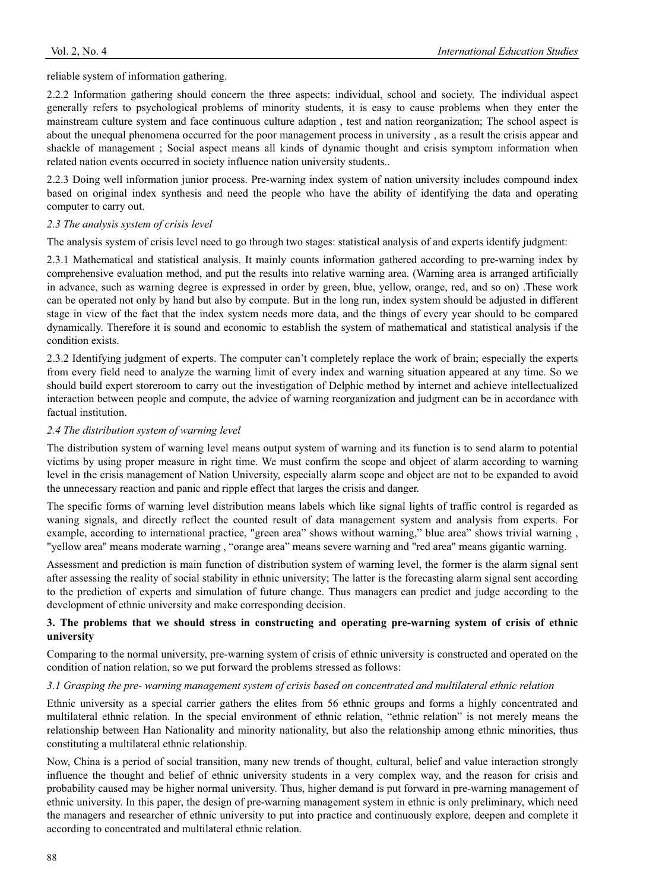reliable system of information gathering.

2.2.2 Information gathering should concern the three aspects: individual, school and society. The individual aspect generally refers to psychological problems of minority students, it is easy to cause problems when they enter the mainstream culture system and face continuous culture adaption , test and nation reorganization; The school aspect is about the unequal phenomena occurred for the poor management process in university , as a result the crisis appear and shackle of management ; Social aspect means all kinds of dynamic thought and crisis symptom information when related nation events occurred in society influence nation university students..

2.2.3 Doing well information junior process. Pre-warning index system of nation university includes compound index based on original index synthesis and need the people who have the ability of identifying the data and operating computer to carry out.

*2.3 The analysis system of crisis level*

The analysis system of crisis level need to go through two stages: statistical analysis of and experts identify judgment:

2.3.1 Mathematical and statistical analysis. It mainly counts information gathered according to pre-warning index by comprehensive evaluation method, and put the results into relative warning area. (Warning area is arranged artificially in advance, such as warning degree is expressed in order by green, blue, yellow, orange, red, and so on) .These work can be operated not only by hand but also by compute. But in the long run, index system should be adjusted in different stage in view of the fact that the index system needs more data, and the things of every year should to be compared dynamically. Therefore it is sound and economic to establish the system of mathematical and statistical analysis if the condition exists.

2.3.2 Identifying judgment of experts. The computer can't completely replace the work of brain; especially the experts from every field need to analyze the warning limit of every index and warning situation appeared at any time. So we should build expert storeroom to carry out the investigation of Delphic method by internet and achieve intellectualized interaction between people and compute, the advice of warning reorganization and judgment can be in accordance with factual institution.

*2.4 The distribution system of warning level*

The distribution system of warning level means output system of warning and its function is to send alarm to potential victims by using proper measure in right time. We must confirm the scope and object of alarm according to warning level in the crisis management of Nation University, especially alarm scope and object are not to be expanded to avoid the unnecessary reaction and panic and ripple effect that larges the crisis and danger.

The specific forms of warning level distribution means labels which like signal lights of traffic control is regarded as waning signals, and directly reflect the counted result of data management system and analysis from experts. For example, according to international practice, "green area" shows without warning," blue area" shows trivial warning , "yellow area" means moderate warning , "orange area" means severe warning and "red area" means gigantic warning.

Assessment and prediction is main function of distribution system of warning level, the former is the alarm signal sent after assessing the reality of social stability in ethnic university; The latter is the forecasting alarm signal sent according to the prediction of experts and simulation of future change. Thus managers can predict and judge according to the development of ethnic university and make corresponding decision.

## 3. The problems that we should stress in constructing and operating pre-warning system of crisis of ethnic university

Comparing to the normal university, pre-warning system of crisis of ethnic university is constructed and operated on the condition of nation relation, so we put forward the problems stressed as follows:

*3.1 Grasping the pre- warning management system of crisis based on concentrated and multilateral ethnic relation*

Ethnic university as a special carrier gathers the elites from 56 ethnic groups and forms a highly concentrated and multilateral ethnic relation. In the special environment of ethnic relation, "ethnic relation" is not merely means the relationship between Han Nationality and minority nationality, but also the relationship among ethnic minorities, thus constituting a multilateral ethnic relationship.

Now, China is a period of social transition, many new trends of thought, cultural, belief and value interaction strongly influence the thought and belief of ethnic university students in a very complex way, and the reason for crisis and probability caused may be higher normal university. Thus, higher demand is put forward in pre-warning management of ethnic university. In this paper, the design of pre-warning management system in ethnic is only preliminary, which need the managers and researcher of ethnic university to put into practice and continuously explore, deepen and complete it according to concentrated and multilateral ethnic relation.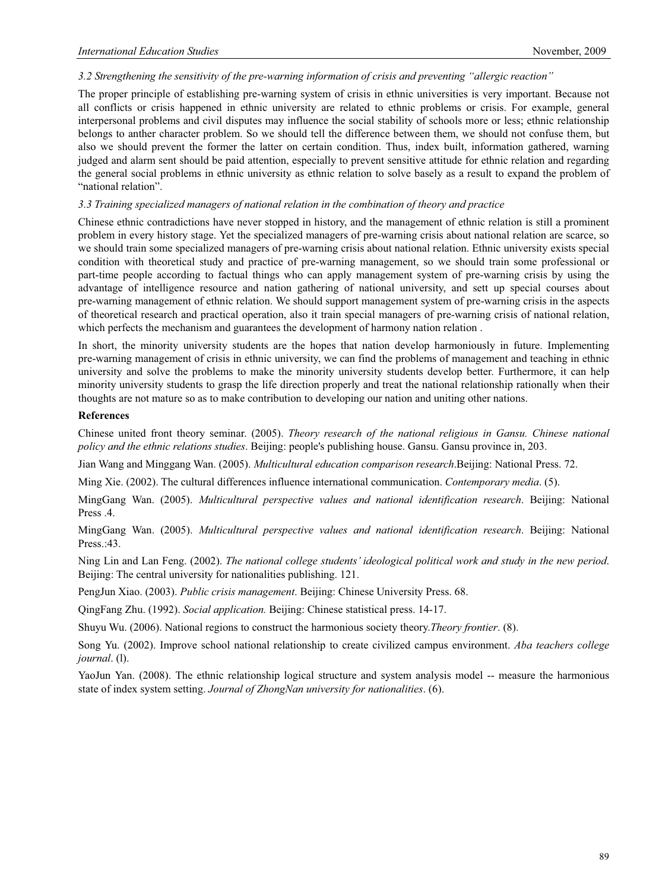### *3.2 Strengthening the sensitivity of the pre-warning information of crisis and preventing "allergic reaction"*

The proper principle of establishing pre-warning system of crisis in ethnic universities is very important. Because not all conflicts or crisis happened in ethnic university are related to ethnic problems or crisis. For example, general interpersonal problems and civil disputes may influence the social stability of schools more or less; ethnic relationship belongs to anther character problem. So we should tell the difference between them, we should not confuse them, but also we should prevent the former the latter on certain condition. Thus, index built, information gathered, warning judged and alarm sent should be paid attention, especially to prevent sensitive attitude for ethnic relation and regarding the general social problems in ethnic university as ethnic relation to solve basely as a result to expand the problem of "national relation".

### *3.3 Training specialized managers of national relation in the combination of theory and practice*

Chinese ethnic contradictions have never stopped in history, and the management of ethnic relation is still a prominent problem in every history stage. Yet the specialized managers of pre-warning crisis about national relation are scarce, so we should train some specialized managers of pre-warning crisis about national relation. Ethnic university exists special condition with theoretical study and practice of pre-warning management, so we should train some professional or part-time people according to factual things who can apply management system of pre-warning crisis by using the advantage of intelligence resource and nation gathering of national university, and sett up special courses about pre-warning management of ethnic relation. We should support management system of pre-warning crisis in the aspects of theoretical research and practical operation, also it train special managers of pre-warning crisis of national relation, which perfects the mechanism and guarantees the development of harmony nation relation .

In short, the minority university students are the hopes that nation develop harmoniously in future. Implementing pre-warning management of crisis in ethnic university, we can find the problems of management and teaching in ethnic university and solve the problems to make the minority university students develop better. Furthermore, it can help minority university students to grasp the life direction properly and treat the national relationship rationally when their thoughts are not mature so as to make contribution to developing our nation and uniting other nations.

**References**

Chinese united front theory seminar. (2005). *Theory research of the national religious in Gansu. Chinese national policy and the ethnic relations studies*. Beijing: people's publishing house. Gansu. Gansu province in, 203.

Jian Wang and Minggang Wan. (2005). *Multicultural education comparison research*.Beijing: National Press. 72.

Ming Xie. (2002). The cultural differences influence international communication. *Contemporary media*. (5).

MingGang Wan. (2005). *Multicultural perspective values and national identification research*. Beijing: National Press .4.

MingGang Wan. (2005). *Multicultural perspective values and national identification research*. Beijing: National Press.:43.

Ning Lin and Lan Feng. (2002). *The national college students' ideological political work and study in the new period.* Beijing: The central university for nationalities publishing. 121.

PengJun Xiao. (2003). *Public crisis management*. Beijing: Chinese University Press. 68.

QingFang Zhu. (1992). *Social application.* Beijing: Chinese statistical press. 14-17.

Shuyu Wu. (2006). National regions to construct the harmonious society theory.*Theory frontier*. (8).

Song Yu. (2002). Improve school national relationship to create civilized campus environment. *Aba teachers college journal*. (l).

YaoJun Yan. (2008). The ethnic relationship logical structure and system analysis model -- measure the harmonious state of index system setting. *Journal of ZhongNan university for nationalities*. (6).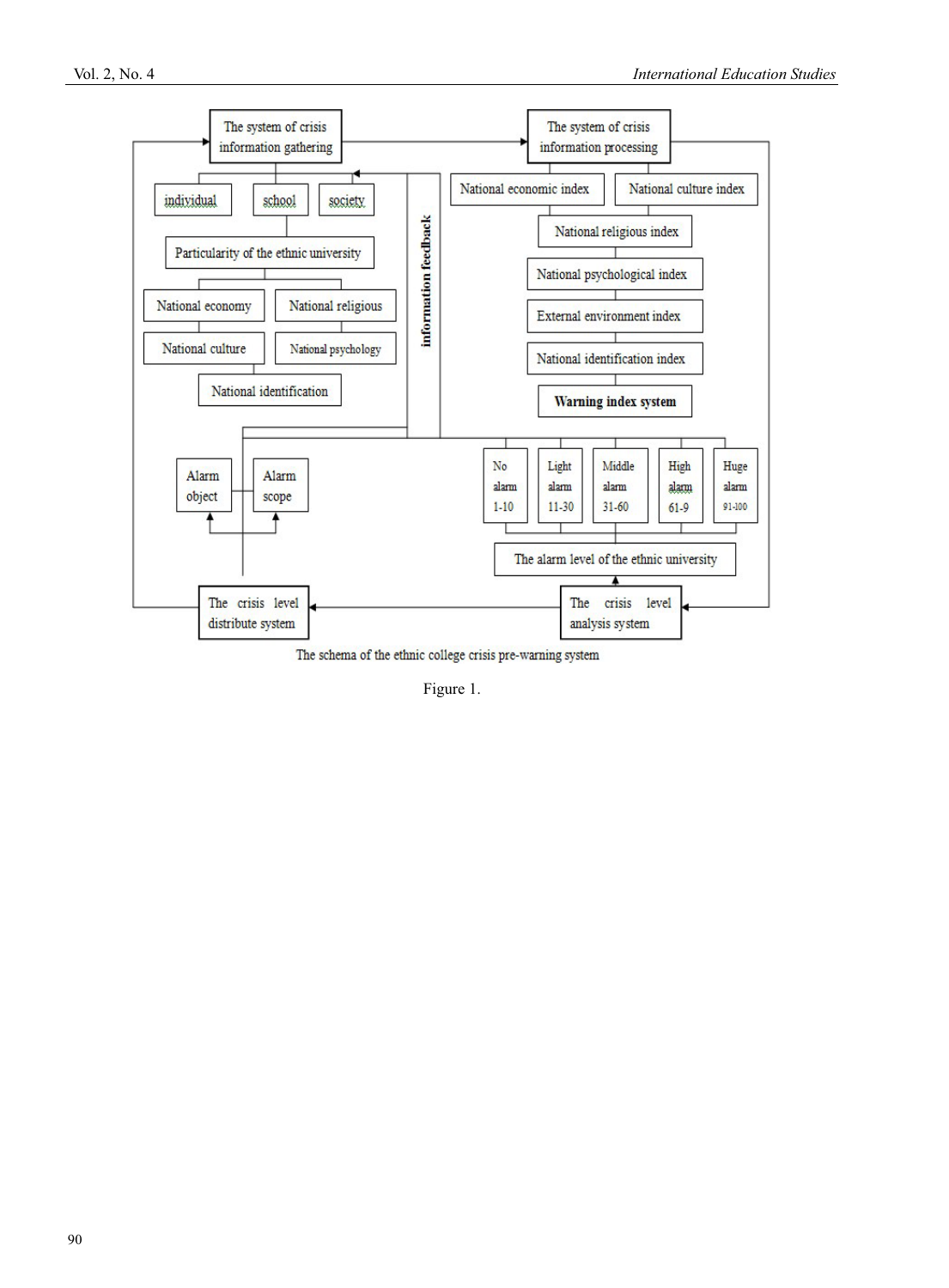The system of crisis information gathering

individual

school

society

Particularity of the ethnic university

National economy

National religious

National culture

National psychology

National identification

information feedback

The system of crisis information processing

National economic index

National culture index

National religious index

National psychological index

External environment index

National identification index

Warning index system

Alarm object

Alarm scope

No alarm 1-10

Light alarm 11-30

Middle alarm 31-60

High alarm 61-9

Huge alarm 91-100

The alarm level of the ethnic university

The crisis level distribute system

The crisis level analysis system

The schema of the ethnic college crisis pre-warning system

Figure 1.